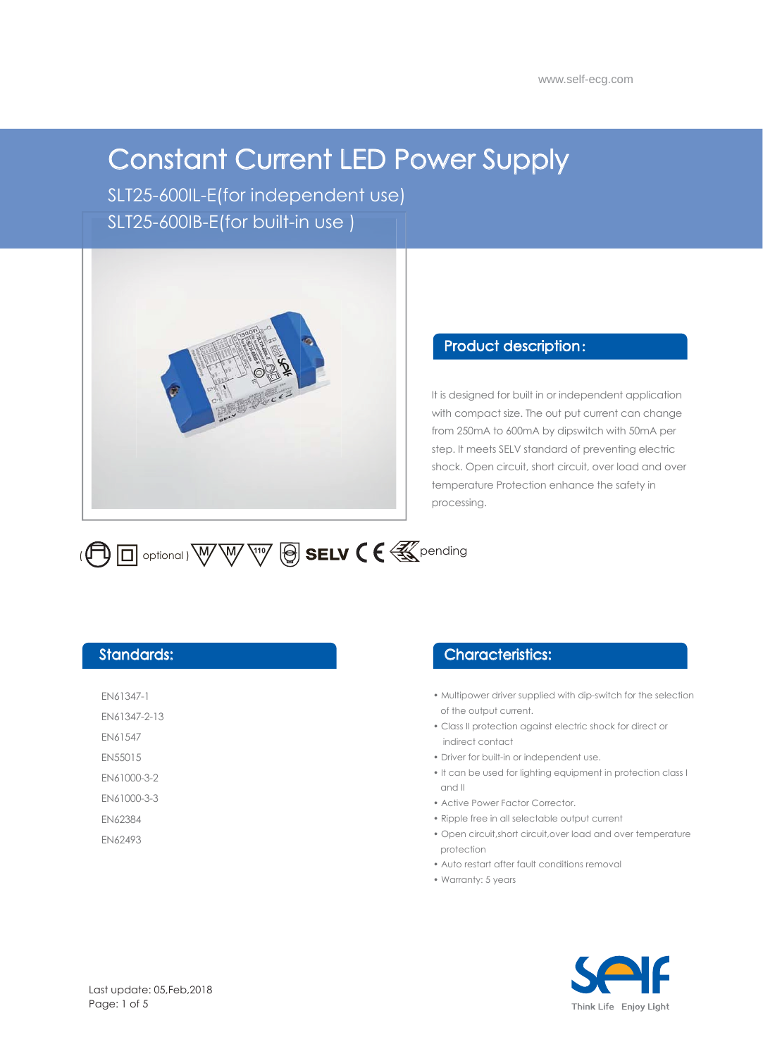www.self-ecg.com

# Constant Current LED Power Supply

SLT25-600IL-E(for independent use)

SLT25-600IB-E(for built-in use )

## Product description:

It is designed for built in or independent application with compact size. The out put current can change from 250mA to 600mA by dipswitch with 50mA per step. It meets SELV standard of preventing electric shock. Open circuit, short circuit, over load and over temperature Protection enhance the safety in processing.

( optional ) SELV CE pending

## Standards:

EN61347-1

EN61347-2-13

EN61547

EN55015

EN61000-3-2

EN61000-3-3

EN62384

EN62493

## Characteristics:

- Multipower driver supplied with dip-switch for the selection of the output current.
- Class II protection against electric shock for direct or indirect contact
- Driver for built-in or independent use.
- It can be used for lighting equipment in protection class I and II
- Active Power Factor Corrector.
- Ripple free in all selectable output current
- Open circuit,short circuit,over load and over temperature protection
- Auto restart after fault conditions removal
- Warranty: 5 years

Last update: 05,Feb,2018

Think Life Enjoy Light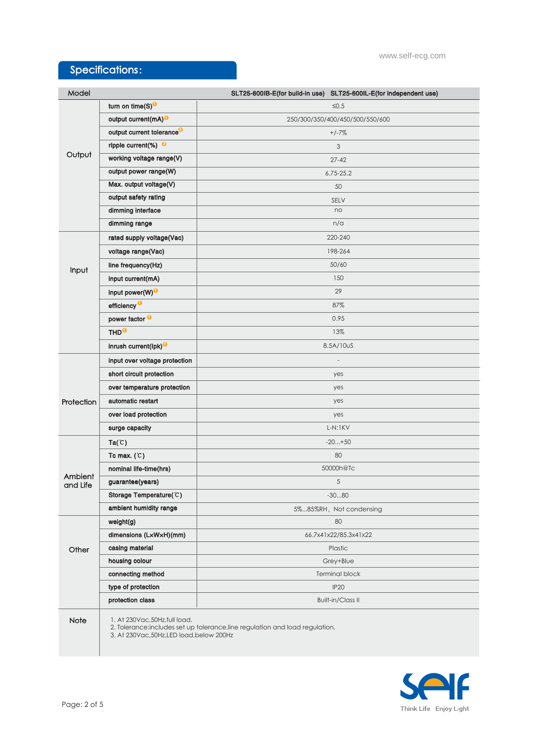## Specifications:

| Model | | SLT25-600IB-E(for build-in use) SLT25-600IL-E(for independent use) |
|---|---|---|
| Output | turn on time(S)[1] | ≤0.5 |
| | output current(mA)[1] | 250/300/350/400/450/500/550/600 |
| | output current tolerance[2] | +/-7% |
| | ripple current(%) [3] | 3 |
| | working voltage range(V) | 27-42 |
| | output power range(W) | 6.75-25.2 |
| | Max. output voltage(V) | 50 |
| | output safety rating | SELV |
| | dimming interface | no |
| | dimming range | n/a |
| Input | rated supply voltage(Vac) | 220-240 |
| | voltage range(Vac) | 198-264 |
| | line frequency(Hz) | 50/60 |
| | input current(mA) | 150 |
| | input power(W)[1] | 29 |
| | efficiency [1] | 87% |
| | power factor [1] | 0.95 |
| | THD[1] | 13% |
| | inrush current(Ipk)[1] | 8.5A/10uS |
| Protection | input over voltage protection | - |
| | short circuit protection | yes |
| | over temperature protection | yes |
| | automatic restart | yes |
| | over load protection | yes |
| | surge capacity | L-N:1KV |
| Ambient and Life | Ta(℃) | -20...+50 |
| | Tc max. (℃) | 80 |
| | nominal life-time(hrs) | 50000h@Tc |
| | guarantee(years) | 5 |
| | Storage Temperature(℃) | -30...80 |
| | ambient humidity range | 5%...85%RH, Not condensing |
| Other | weight(g) | 80 |
| | dimensions (LxWxH)(mm) | 66.7x41x22/85.3x41x22 |
| | casing material | Plastic |
| | housing colour | Grey+Blue |
| | connecting method | Terminal block |
| | type of protection | IP20 |
| | protection class | Built-in/Class II |
| Note | 1. At 230Vac,50Hz,full load.<br>2. Tolerance:includes set up tolerance,line regulation and load regulation.<br>3. At 230Vac,50Hz,LED load,below 200Hz | |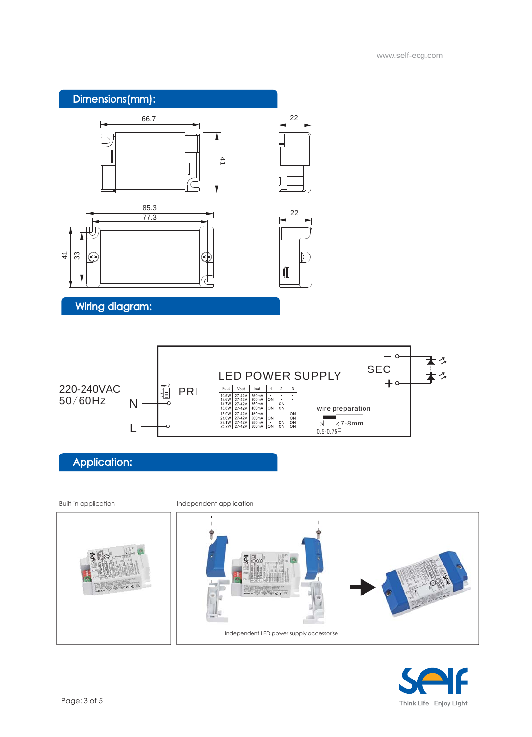## Dimensions(mm):

66.7

22

41

85.3

77.3

22

41

33

## Wiring diagram:

220-240VAC
50/60Hz

N

L

PRI

LED POWER SUPPLY

SEC

| Pout | Vout | Iout | 1 | 2 | 3 |
|---|---|---|---|---|---|
| 10.5W | 27-42V | 250mA | - | - | - |
| 12.6W | 27-42V | 300mA | ON | - | - |
| 14.7W | 27-42V | 350mA | - | ON | - |
| 16.8W | 27-42V | 400mA | ON | ON | - |
| 18.9W | 27-42V | 450mA | - | - | ON |
| 21.0W | 27-42V | 500mA | ON | - | ON |
| 23.1W | 27-42V | 550mA | - | ON | ON |
| 25.2W | 27-42V | 600mA | ON | ON | ON |

wire preparation

7-8mm

0.5-0.75□

## Application:

Built-in application

Independent application

Independent LED power supply accessorise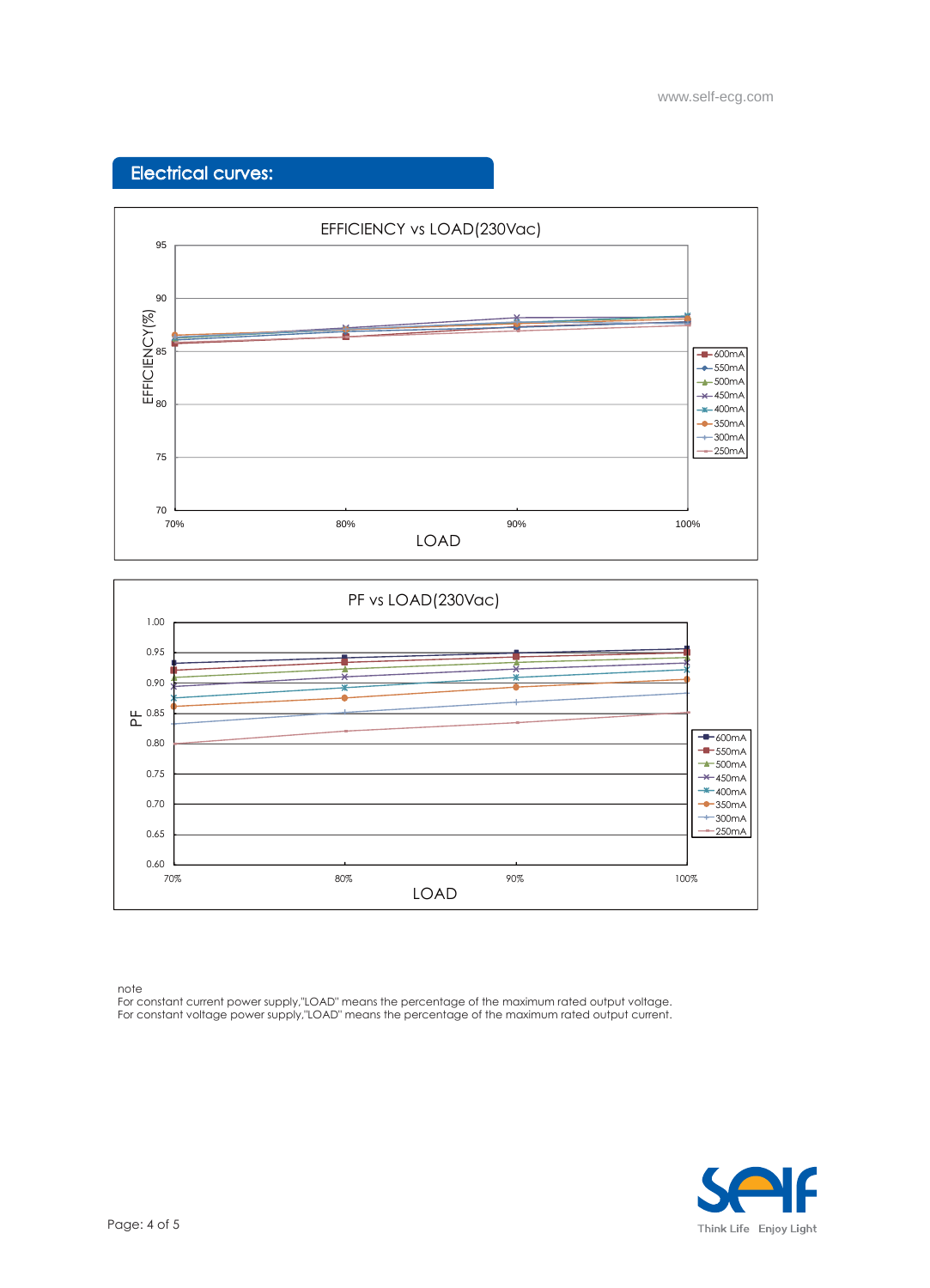## Electrical curves:

EFFICIENCY vs LOAD(230Vac)

PF vs LOAD(230Vac)

note

For constant current power supply,"LOAD" means the percentage of the maximum rated output voltage.

For constant voltage power supply,"LOAD" means the percentage of the maximum rated output current.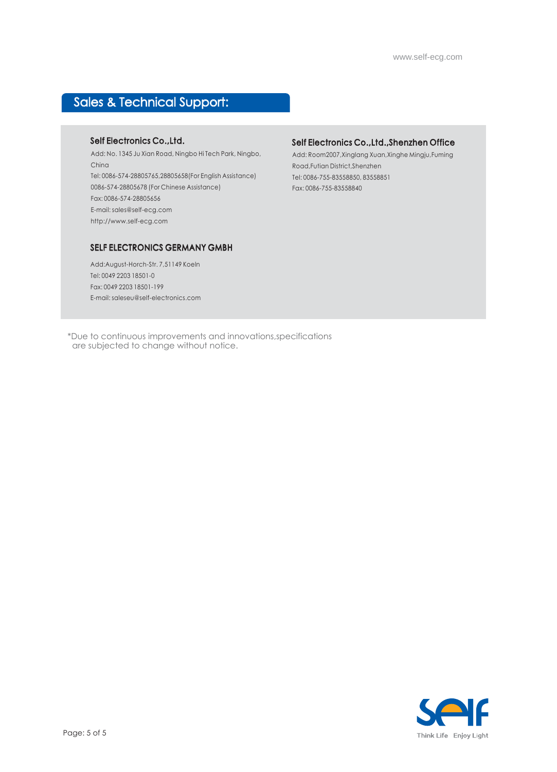## Sales & Technical Support:

### Self Electronics Co.,Ltd.

Add: No. 1345 Ju Xian Road, Ningbo Hi Tech Park, Ningbo, China
Tel: 0086-574-28805765,28805658(For English Assistance)
0086-574-28805678 (For Chinese Assistance)
Fax: 0086-574-28805656
E-mail: sales@self-ecg.com
http://www.self-ecg.com

### Self Electronics Co.,Ltd.,Shenzhen Office

Add: Room2007,Xinglang Xuan,Xinghe Mingju,Fuming Road,Futian District,Shenzhen
Tel: 0086-755-83558850, 83558851
Fax: 0086-755-83558840

### SELF ELECTRONICS GERMANY GMBH

Add:August-Horch-Str. 7,51149 Koeln
Tel: 0049 2203 18501-0
Fax: 0049 2203 18501-199
E-mail: saleseu@self-electronics.com

*Due to continuous improvements and innovations,specifications are subjected to change without notice.

Think Life Enjoy Light